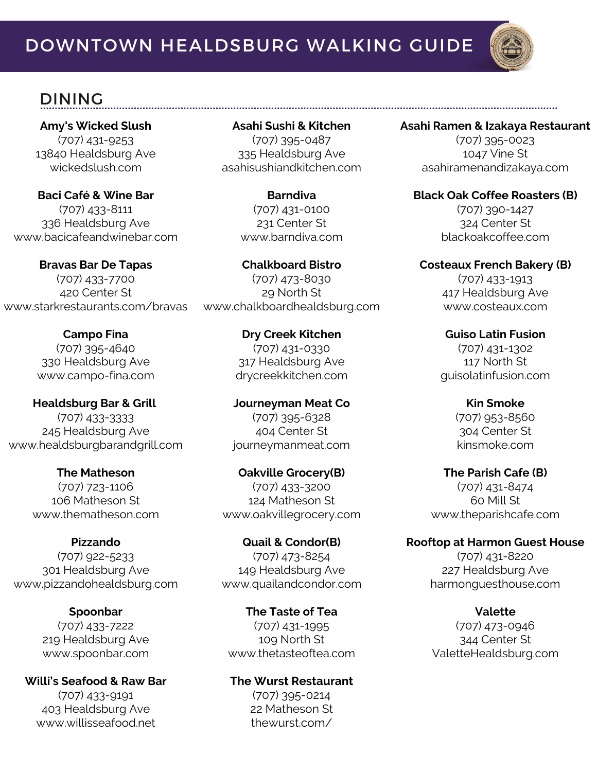# DOWNTOWN HEALDSBURG WALKING GUIDE

## DINING

**Amy's Wicked Slush**
(707) 431-9253
13840 Healdsburg Ave
wickedslush.com

**Asahi Sushi & Kitchen**
(707) 395-0487
335 Healdsburg Ave
asahisushiandkitchen.com

**Asahi Ramen & Izakaya Restaurant**
(707) 395-0023
1047 Vine St
asahiramenandizakaya.com

**Baci Café & Wine Bar**
(707) 433-8111
336 Healdsburg Ave
www.bacicafeandwinebar.com

**Barndiva**
(707) 431-0100
231 Center St
www.barndiva.com

**Black Oak Coffee Roasters (B)**
(707) 390-1427
324 Center St
blackoakcoffee.com

**Bravas Bar De Tapas**
(707) 433-7700
420 Center St
www.starkrestaurants.com/bravas

**Chalkboard Bistro**
(707) 473-8030
29 North St
www.chalkboardhealdsburg.com

**Costeaux French Bakery (B)**
(707) 433-1913
417 Healdsburg Ave
www.costeaux.com

**Campo Fina**
(707) 395-4640
330 Healdsburg Ave
www.campo-fina.com

**Dry Creek Kitchen**
(707) 431-0330
317 Healdsburg Ave
drycreekkitchen.com

**Guiso Latin Fusion**
(707) 431-1302
117 North St
guisolatinfusion.com

**Healdsburg Bar & Grill**
(707) 433-3333
245 Healdsburg Ave
www.healdsburgbarandgrill.com

**Journeyman Meat Co**
(707) 395-6328
404 Center St
journeymanmeat.com

**Kin Smoke**
(707) 953-8560
304 Center St
kinsmoke.com

**The Matheson**
(707) 723-1106
106 Matheson St
www.thematheson.com

**Oakville Grocery(B)**
(707) 433-3200
124 Matheson St
www.oakvillegrocery.com

**The Parish Cafe (B)**
(707) 431-8474
60 Mill St
www.theparishcafe.com

**Pizzando**
(707) 922-5233
301 Healdsburg Ave
www.pizzandohealdsburg.com

**Quail & Condor(B)**
(707) 473-8254
149 Healdsburg Ave
www.quailandcondor.com

**Rooftop at Harmon Guest House**
(707) 431-8220
227 Healdsburg Ave
harmonguesthouse.com

**Spoonbar**
(707) 433-7222
219 Healdsburg Ave
www.spoonbar.com

**The Taste of Tea**
(707) 431-1995
109 North St
www.thetasteoftea.com

**Valette**
(707) 473-0946
344 Center St
ValetteHealdsburg.com

**Willi's Seafood & Raw Bar**
(707) 433-9191
403 Healdsburg Ave
www.willisseafood.net

**The Wurst Restaurant**
(707) 395-0214
22 Matheson St
thewurst.com/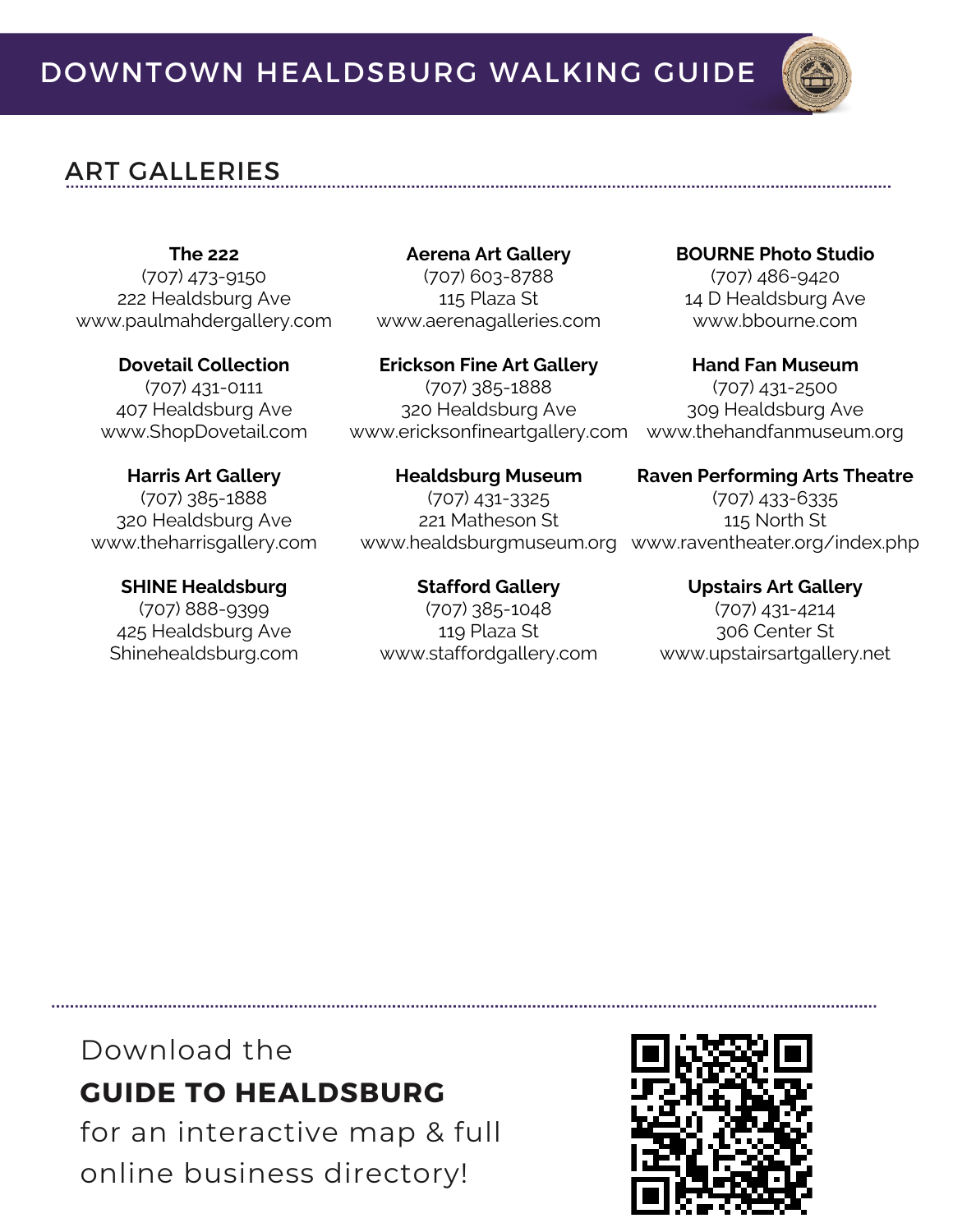# DOWNTOWN HEALDSBURG WALKING GUIDE

## ART GALLERIES

**The 222**
(707) 473-9150
222 Healdsburg Ave
www.paulmahdergallery.com

**Aerena Art Gallery**
(707) 603-8788
115 Plaza St
www.aerenagalleries.com

**BOURNE Photo Studio**
(707) 486-9420
14 D Healdsburg Ave
www.bbourne.com

**Dovetail Collection**
(707) 431-0111
407 Healdsburg Ave
www.ShopDovetail.com

**Erickson Fine Art Gallery**
(707) 385-1888
320 Healdsburg Ave
www.ericksonfineartgallery.com

**Hand Fan Museum**
(707) 431-2500
309 Healdsburg Ave
www.thehandfanmuseum.org

**Harris Art Gallery**
(707) 385-1888
320 Healdsburg Ave
www.theharrisgallery.com

**Healdsburg Museum**
(707) 431-3325
221 Matheson St
www.healdsburgmuseum.org

**Raven Performing Arts Theatre**
(707) 433-6335
115 North St
www.raventheater.org/index.php

**SHINE Healdsburg**
(707) 888-9399
425 Healdsburg Ave
Shinehealdsburg.com

**Stafford Gallery**
(707) 385-1048
119 Plaza St
www.staffordgallery.com

**Upstairs Art Gallery**
(707) 431-4214
306 Center St
www.upstairsartgallery.net

Download the
**GUIDE TO HEALDSBURG**
for an interactive map & full online business directory!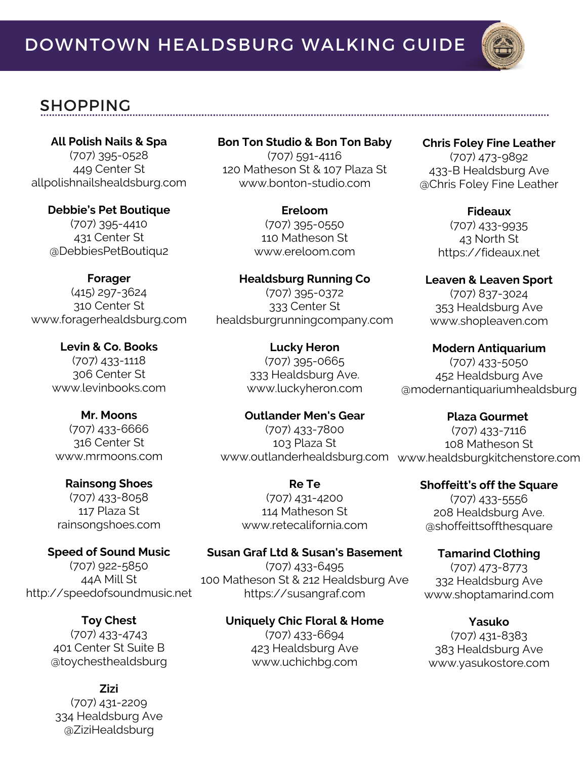# DOWNTOWN HEALDSBURG WALKING GUIDE

## SHOPPING

**All Polish Nails & Spa**
(707) 395-0528
449 Center St
allpolishnailshealdsburg.com

**Bon Ton Studio & Bon Ton Baby**
(707) 591-4116
120 Matheson St & 107 Plaza St
www.bonton-studio.com

**Chris Foley Fine Leather**
(707) 473-9892
433-B Healdsburg Ave
@Chris Foley Fine Leather

**Debbie's Pet Boutique**
(707) 395-4410
431 Center St
@DebbiesPetBoutiqu2

**Ereloom**
(707) 395-0550
110 Matheson St
www.ereloom.com

**Fideaux**
(707) 433-9935
43 North St
https://fideaux.net

**Forager**
(415) 297-3624
310 Center St
www.foragerhealdsburg.com

**Healdsburg Running Co**
(707) 395-0372
333 Center St
healdsburgrunningcompany.com

**Leaven & Leaven Sport**
(707) 837-3024
353 Healdsburg Ave
www.shopleaven.com

**Levin & Co. Books**
(707) 433-1118
306 Center St
www.levinbooks.com

**Lucky Heron**
(707) 395-0665
333 Healdsburg Ave.
www.luckyheron.com

**Modern Antiquarium**
(707) 433-5050
452 Healdsburg Ave
@modernantiquariumhealdsburg

**Mr. Moons**
(707) 433-6666
316 Center St
www.mrmoons.com

**Outlander Men's Gear**
(707) 433-7800
103 Plaza St
www.outlanderhealdsburg.com

**Plaza Gourmet**
(707) 433-7116
108 Matheson St
www.healdsburgkitchenstore.com

**Rainsong Shoes**
(707) 433-8058
117 Plaza St
rainsongshoes.com

**Re Te**
(707) 431-4200
114 Matheson St
www.retecalifornia.com

**Shoffeitt's off the Square**
(707) 433-5556
208 Healdsburg Ave.
@shoffeittsoffthesquare

**Speed of Sound Music**
(707) 922-5850
44A Mill St
http://speedofsoundmusic.net

**Susan Graf Ltd & Susan's Basement**
(707) 433-6495
100 Matheson St & 212 Healdsburg Ave
https://susangraf.com

**Tamarind Clothing**
(707) 473-8773
332 Healdsburg Ave
www.shoptamarind.com

**Toy Chest**
(707) 433-4743
401 Center St Suite B
@toychesthealdsburg

**Uniquely Chic Floral & Home**
(707) 433-6694
423 Healdsburg Ave
www.uchichbg.com

**Yasuko**
(707) 431-8383
383 Healdsburg Ave
www.yasukostore.com

**Zizi**
(707) 431-2209
334 Healdsburg Ave
@ZiziHealdsburg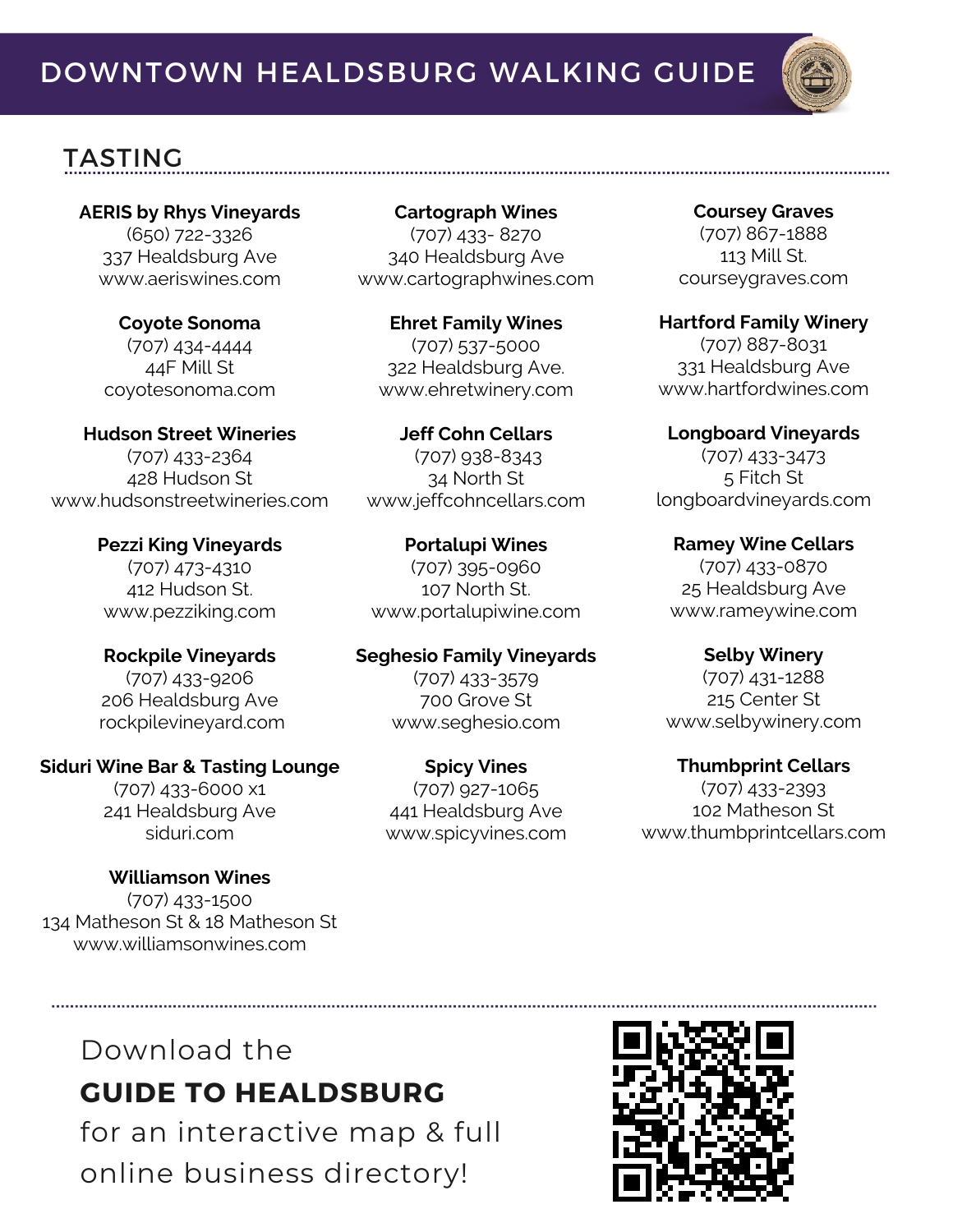# DOWNTOWN HEALDSBURG WALKING GUIDE

## TASTING

**AERIS by Rhys Vineyards**
(650) 722-3326
337 Healdsburg Ave
www.aeriswines.com

**Cartograph Wines**
(707) 433- 8270
340 Healdsburg Ave
www.cartographwines.com

**Coursey Graves**
(707) 867-1888
113 Mill St.
courseygraves.com

**Coyote Sonoma**
(707) 434-4444
44F Mill St
coyotesonoma.com

**Ehret Family Wines**
(707) 537-5000
322 Healdsburg Ave.
www.ehretwinery.com

**Hartford Family Winery**
(707) 887-8031
331 Healdsburg Ave
www.hartfordwines.com

**Hudson Street Wineries**
(707) 433-2364
428 Hudson St
www.hudsonstreetwineries.com

**Jeff Cohn Cellars**
(707) 938-8343
34 North St
www.jeffcohncellars.com

**Longboard Vineyards**
(707) 433-3473
5 Fitch St
longboardvineyards.com

**Pezzi King Vineyards**
(707) 473-4310
412 Hudson St.
www.pezziking.com

**Portalupi Wines**
(707) 395-0960
107 North St.
www.portalupiwine.com

**Ramey Wine Cellars**
(707) 433-0870
25 Healdsburg Ave
www.rameywine.com

**Rockpile Vineyards**
(707) 433-9206
206 Healdsburg Ave
rockpilevineyard.com

**Seghesio Family Vineyards**
(707) 433-3579
700 Grove St
www.seghesio.com

**Selby Winery**
(707) 431-1288
215 Center St
www.selbywinery.com

**Siduri Wine Bar & Tasting Lounge**
(707) 433-6000 x1
241 Healdsburg Ave
siduri.com

**Spicy Vines**
(707) 927-1065
441 Healdsburg Ave
www.spicyvines.com

**Thumbprint Cellars**
(707) 433-2393
102 Matheson St
www.thumbprintcellars.com

**Williamson Wines**
(707) 433-1500
134 Matheson St & 18 Matheson St
www.williamsonwines.com

---

Download the
**GUIDE TO HEALDSBURG**
for an interactive map & full
online business directory!